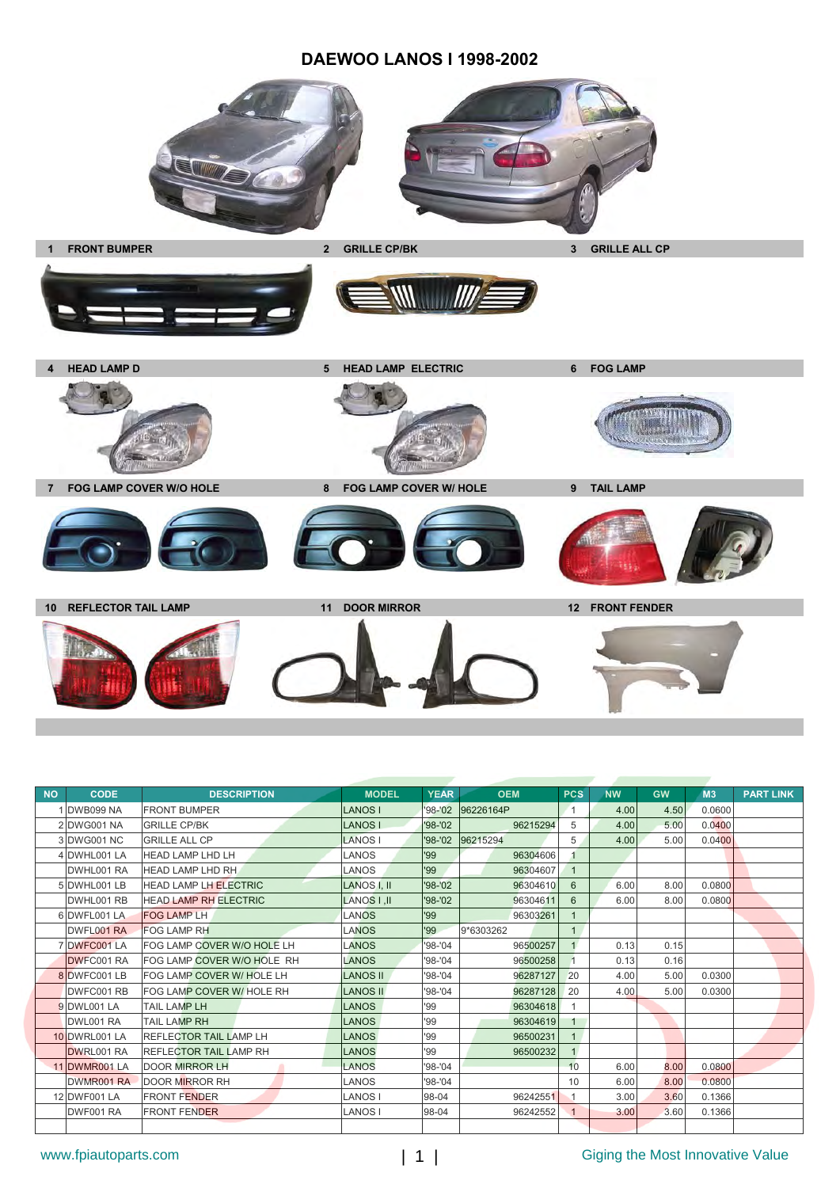# DAEWOO LANOS I 1998-2002

1 FRONT BUMPER

2 GRILLE CP/BK

3 GRILLE ALL CP

4 HEAD LAMP D

5 HEAD LAMP ELECTRIC

6 FOG LAMP

7 FOG LAMP COVER W/O HOLE

8 FOG LAMP COVER W/ HOLE

9 TAIL LAMP

10 REFLECTOR TAIL LAMP

11 DOOR MIRROR

12 FRONT FENDER

| NO | CODE | DESCRIPTION | MODEL | YEAR | OEM | PCS | NW | GW | M3 | PART LINK |
|---|---|---|---|---|---|---|---|---|---|---|
| 1 | DWB099 NA | FRONT BUMPER | LANOS I | '98-'02 | 96226164P | 1 | 4.00 | 4.50 | 0.0600 | |
| 2 | DWG001 NA | GRILLE CP/BK | LANOS I | '98-'02 | 96215294 | 5 | 4.00 | 5.00 | 0.0400 | |
| 3 | DWG001 NC | GRILLE ALL CP | LANOS I | '98-'02 | 96215294 | 5 | 4.00 | 5.00 | 0.0400 | |
| 4 | DWHL001 LA | HEAD LAMP LHD LH | LANOS | '99 | 96304606 | 1 | | | | |
| | DWHL001 RA | HEAD LAMP LHD RH | LANOS | '99 | 96304607 | 1 | | | | |
| 5 | DWHL001 LB | HEAD LAMP LH ELECTRIC | LANOS I, II | '98-'02 | 96304610 | 6 | 6.00 | 8.00 | 0.0800 | |
| | DWHL001 RB | HEAD LAMP RH ELECTRIC | LANOS I ,II | '98-'02 | 96304611 | 6 | 6.00 | 8.00 | 0.0800 | |
| 6 | DWFL001 LA | FOG LAMP LH | LANOS | '99 | 96303261 | 1 | | | | |
| | DWFL001 RA | FOG LAMP RH | LANOS | '99 | 9*6303262 | 1 | | | | |
| 7 | DWFC001 LA | FOG LAMP COVER W/O HOLE LH | LANOS | '98-'04 | 96500257 | 1 | 0.13 | 0.15 | | |
| | DWFC001 RA | FOG LAMP COVER W/O HOLE RH | LANOS | '98-'04 | 96500258 | 1 | 0.13 | 0.16 | | |
| 8 | DWFC001 LB | FOG LAMP COVER W/ HOLE LH | LANOS II | '98-'04 | 96287127 | 20 | 4.00 | 5.00 | 0.0300 | |
| | DWFC001 RB | FOG LAMP COVER W/ HOLE RH | LANOS II | '98-'04 | 96287128 | 20 | 4.00 | 5.00 | 0.0300 | |
| 9 | DWL001 LA | TAIL LAMP LH | LANOS | '99 | 96304618 | 1 | | | | |
| | DWL001 RA | TAIL LAMP RH | LANOS | '99 | 96304619 | 1 | | | | |
| 10 | DWRL001 LA | REFLECTOR TAIL LAMP LH | LANOS | '99 | 96500231 | 1 | | | | |
| | DWRL001 RA | REFLECTOR TAIL LAMP RH | LANOS | '99 | 96500232 | 1 | | | | |
| 11 | DWMR001 LA | DOOR MIRROR LH | LANOS | '98-'04 | | 10 | 6.00 | 8.00 | 0.0800 | |
| | DWMR001 RA | DOOR MIRROR RH | LANOS | '98-'04 | | 10 | 6.00 | 8.00 | 0.0800 | |
| 12 | DWF001 LA | FRONT FENDER | LANOS I | 98-04 | 96242551 | 1 | 3.00 | 3.60 | 0.1366 | |
| | DWF001 RA | FRONT FENDER | LANOS I | 98-04 | 96242552 | 1 | 3.00 | 3.60 | 0.1366 | |

www.fpiautoparts.com

Giging the Most Innovative Value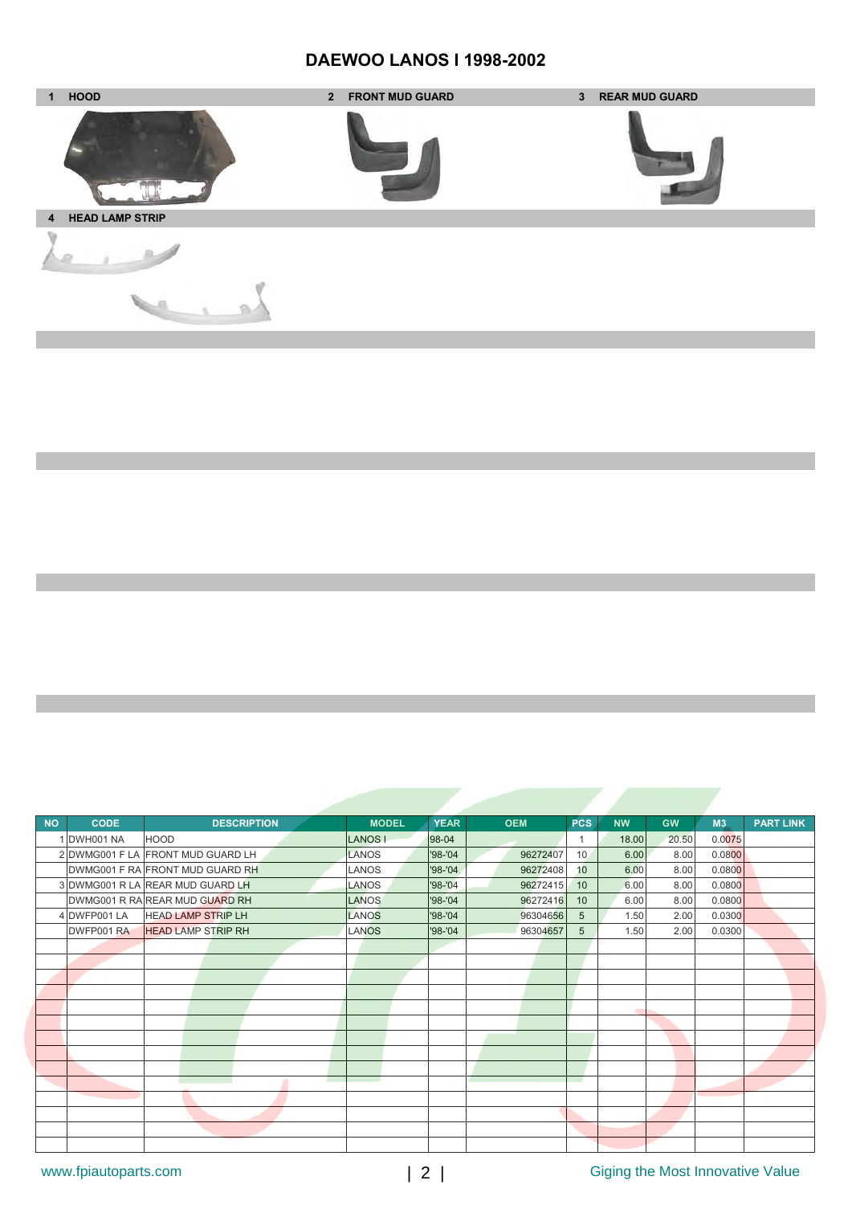# DAEWOO LANOS I 1998-2002

1 HOOD

2 FRONT MUD GUARD

3 REAR MUD GUARD

4 HEAD LAMP STRIP

| NO | CODE | DESCRIPTION | MODEL | YEAR | OEM | PCS | NW | GW | M3 | PART LINK |
|---|---|---|---|---|---|---|---|---|---|---|
| 1 | DWH001 NA | HOOD | LANOS I | 98-04 | | 1 | 18.00 | 20.50 | 0.0075 | |
| 2 | DWMG001 F LA | FRONT MUD GUARD LH | LANOS | '98-'04 | 96272407 | 10 | 6.00 | 8.00 | 0.0800 | |
| | DWMG001 F RA | FRONT MUD GUARD RH | LANOS | '98-'04 | 96272408 | 10 | 6.00 | 8.00 | 0.0800 | |
| 3 | DWMG001 R LA | REAR MUD GUARD LH | LANOS | '98-'04 | 96272415 | 10 | 6.00 | 8.00 | 0.0800 | |
| | DWMG001 R RA | REAR MUD GUARD RH | LANOS | '98-'04 | 96272416 | 10 | 6.00 | 8.00 | 0.0800 | |
| 4 | DWFP001 LA | HEAD LAMP STRIP LH | LANOS | '98-'04 | 96304656 | 5 | 1.50 | 2.00 | 0.0300 | |
| | DWFP001 RA | HEAD LAMP STRIP RH | LANOS | '98-'04 | 96304657 | 5 | 1.50 | 2.00 | 0.0300 | |

www.fpiautoparts.com

Giging the Most Innovative Value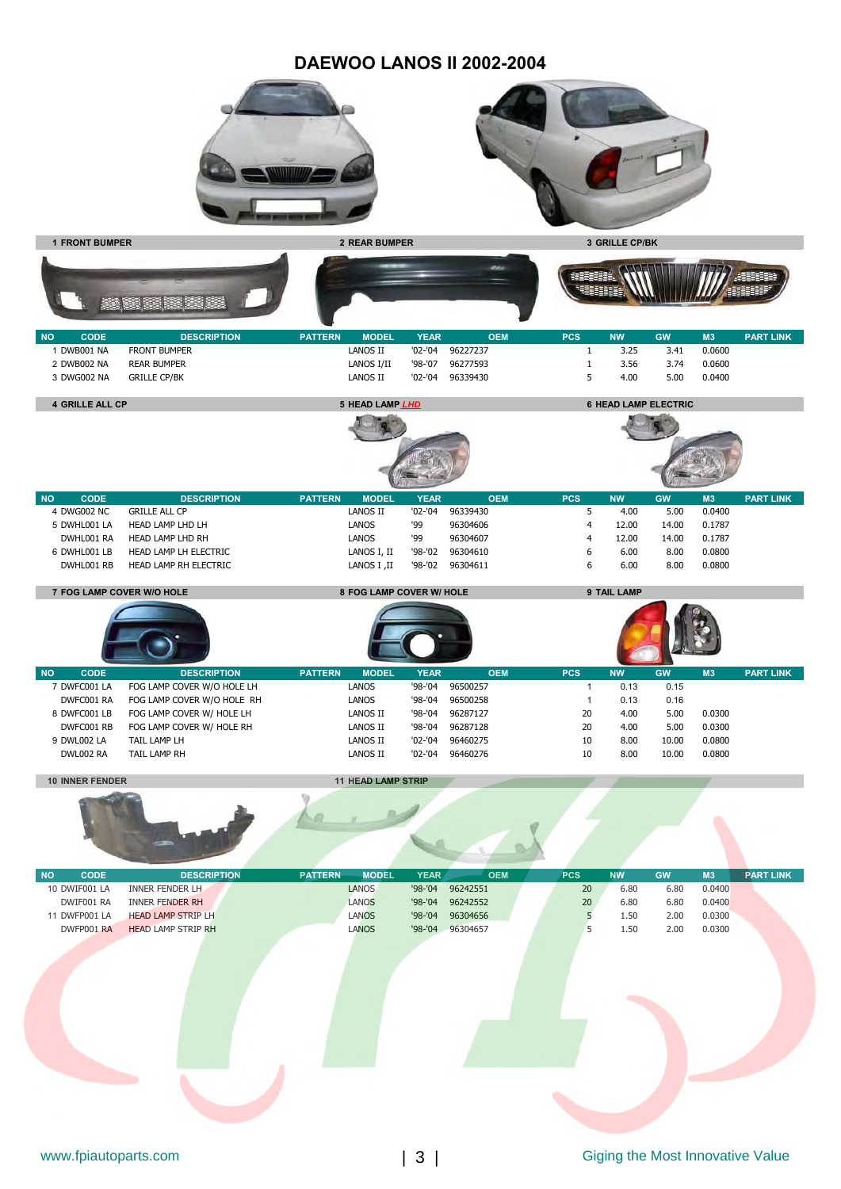# DAEWOO LANOS II 2002-2004

**1 FRONT BUMPER** | **2 REAR BUMPER** | **3 GRILLE CP/BK**

| NO | CODE | DESCRIPTION | PATTERN | MODEL | YEAR | OEM | PCS | NW | GW | M3 | PART LINK |
|---|---|---|---|---|---|---|---|---|---|---|---|
| 1 | DWB001 NA | FRONT BUMPER | | LANOS II | '02-'04 | 96227237 | 1 | 3.25 | 3.41 | 0.0600 | |
| 2 | DWB002 NA | REAR BUMPER | | LANOS I/II | '98-'07 | 96277593 | 1 | 3.56 | 3.74 | 0.0600 | |
| 3 | DWG002 NA | GRILLE CP/BK | | LANOS II | '02-'04 | 96339430 | 5 | 4.00 | 5.00 | 0.0400 | |

**4 GRILLE ALL CP** | **5 HEAD LAMP *LHD*** | **6 HEAD LAMP ELECTRIC**

| NO | CODE | DESCRIPTION | PATTERN | MODEL | YEAR | OEM | PCS | NW | GW | M3 | PART LINK |
|---|---|---|---|---|---|---|---|---|---|---|---|
| 4 | DWG002 NC | GRILLE ALL CP | | LANOS II | '02-'04 | 96339430 | 5 | 4.00 | 5.00 | 0.0400 | |
| 5 | DWHL001 LA | HEAD LAMP LHD LH | | LANOS | '99 | 96304606 | 4 | 12.00 | 14.00 | 0.1787 | |
| | DWHL001 RA | HEAD LAMP LHD RH | | LANOS | '99 | 96304607 | 4 | 12.00 | 14.00 | 0.1787 | |
| 6 | DWHL001 LB | HEAD LAMP LH ELECTRIC | | LANOS I, II | '98-'02 | 96304610 | 6 | 6.00 | 8.00 | 0.0800 | |
| | DWHL001 RB | HEAD LAMP RH ELECTRIC | | LANOS I ,II | '98-'02 | 96304611 | 6 | 6.00 | 8.00 | 0.0800 | |

**7 FOG LAMP COVER W/O HOLE** | **8 FOG LAMP COVER W/ HOLE** | **9 TAIL LAMP**

| NO | CODE | DESCRIPTION | PATTERN | MODEL | YEAR | OEM | PCS | NW | GW | M3 | PART LINK |
|---|---|---|---|---|---|---|---|---|---|---|---|
| 7 | DWFC001 LA | FOG LAMP COVER W/O HOLE LH | | LANOS | '98-'04 | 96500257 | 1 | 0.13 | 0.15 | | |
| | DWFC001 RA | FOG LAMP COVER W/O HOLE RH | | LANOS | '98-'04 | 96500258 | 1 | 0.13 | 0.16 | | |
| 8 | DWFC001 LB | FOG LAMP COVER W/ HOLE LH | | LANOS II | '98-'04 | 96287127 | 20 | 4.00 | 5.00 | 0.0300 | |
| | DWFC001 RB | FOG LAMP COVER W/ HOLE RH | | LANOS II | '98-'04 | 96287128 | 20 | 4.00 | 5.00 | 0.0300 | |
| 9 | DWL002 LA | TAIL LAMP LH | | LANOS II | '02-'04 | 96460275 | 10 | 8.00 | 10.00 | 0.0800 | |
| | DWL002 RA | TAIL LAMP RH | | LANOS II | '02-'04 | 96460276 | 10 | 8.00 | 10.00 | 0.0800 | |

**10 INNER FENDER** | **11 HEAD LAMP STRIP**

| NO | CODE | DESCRIPTION | PATTERN | MODEL | YEAR | OEM | PCS | NW | GW | M3 | PART LINK |
|---|---|---|---|---|---|---|---|---|---|---|---|
| 10 | DWIF001 LA | INNER FENDER LH | | LANOS | '98-'04 | 96242551 | 20 | 6.80 | 6.80 | 0.0400 | |
| | DWIF001 RA | INNER FENDER RH | | LANOS | '98-'04 | 96242552 | 20 | 6.80 | 6.80 | 0.0400 | |
| 11 | DWFP001 LA | HEAD LAMP STRIP LH | | LANOS | '98-'04 | 96304656 | 5 | 1.50 | 2.00 | 0.0300 | |
| | DWFP001 RA | HEAD LAMP STRIP RH | | LANOS | '98-'04 | 96304657 | 5 | 1.50 | 2.00 | 0.0300 | |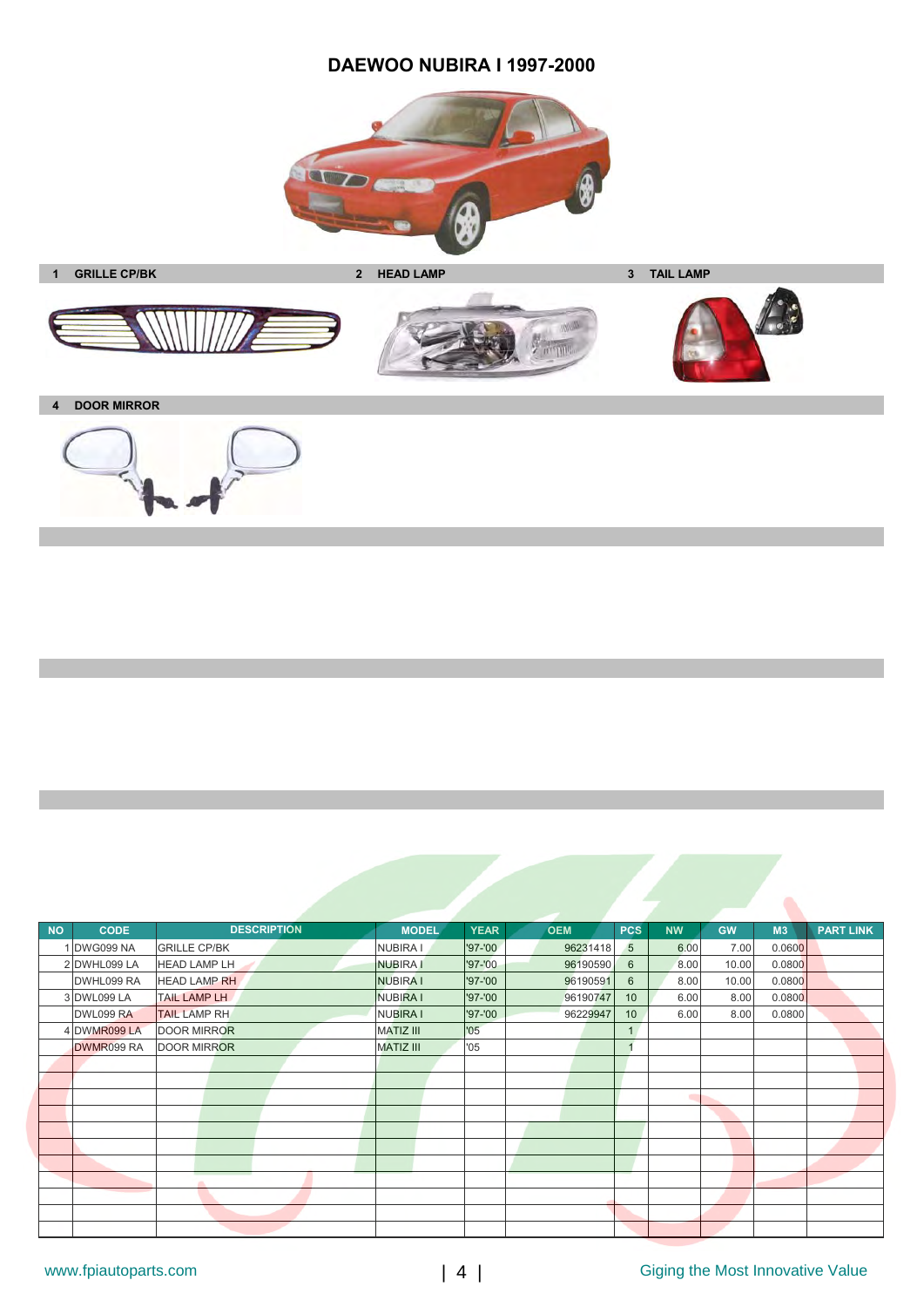# DAEWOO NUBIRA I 1997-2000

**1 GRILLE CP/BK**

**2 HEAD LAMP**

**3 TAIL LAMP**

**4 DOOR MIRROR**

| NO | CODE | DESCRIPTION | MODEL | YEAR | OEM | PCS | NW | GW | M3 | PART LINK |
|---|---|---|---|---|---|---|---|---|---|---|
| 1 | DWG099 NA | GRILLE CP/BK | NUBIRA I | '97-'00 | 96231418 | 5 | 6.00 | 7.00 | 0.0600 | |
| 2 | DWHL099 LA | HEAD LAMP LH | NUBIRA I | '97-'00 | 96190590 | 6 | 8.00 | 10.00 | 0.0800 | |
| | DWHL099 RA | HEAD LAMP RH | NUBIRA I | '97-'00 | 96190591 | 6 | 8.00 | 10.00 | 0.0800 | |
| 3 | DWL099 LA | TAIL LAMP LH | NUBIRA I | '97-'00 | 96190747 | 10 | 6.00 | 8.00 | 0.0800 | |
| | DWL099 RA | TAIL LAMP RH | NUBIRA I | '97-'00 | 96229947 | 10 | 6.00 | 8.00 | 0.0800 | |
| 4 | DWMR099 LA | DOOR MIRROR | MATIZ III | '05 | | 1 | | | | |
| | DWMR099 RA | DOOR MIRROR | MATIZ III | '05 | | 1 | | | | |

www.fpiautoparts.com

Giging the Most Innovative Value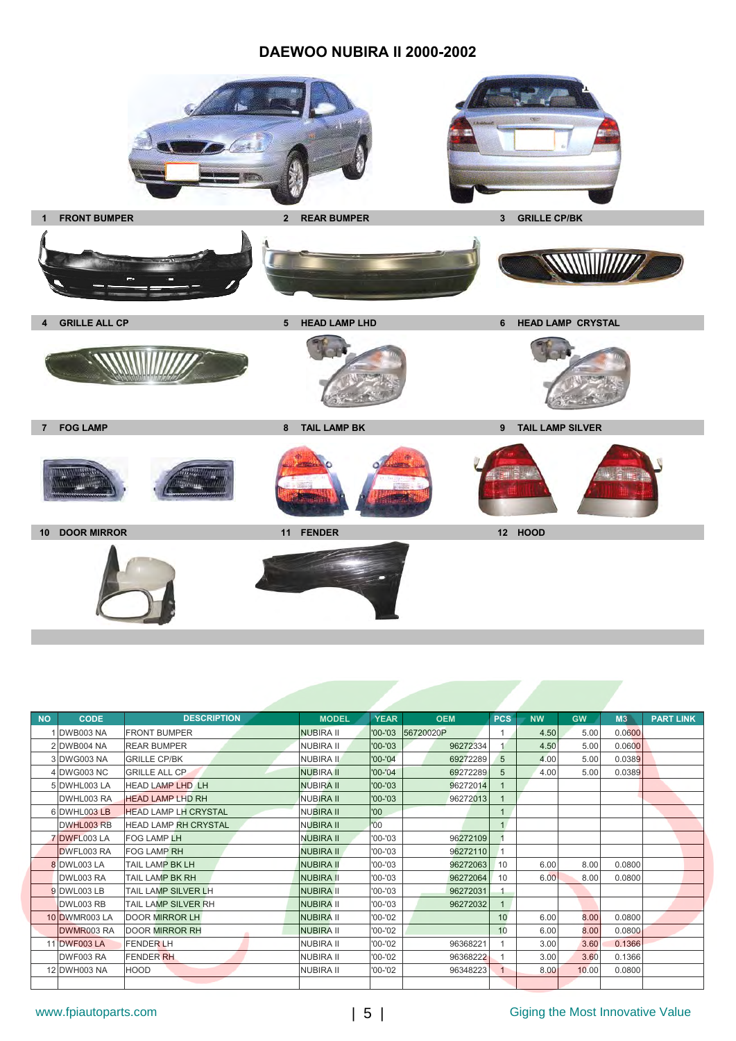# DAEWOO NUBIRA II 2000-2002

1 FRONT BUMPER

2 REAR BUMPER

3 GRILLE CP/BK

4 GRILLE ALL CP

5 HEAD LAMP LHD

6 HEAD LAMP CRYSTAL

7 FOG LAMP

8 TAIL LAMP BK

9 TAIL LAMP SILVER

10 DOOR MIRROR

11 FENDER

12 HOOD

| NO | CODE | DESCRIPTION | MODEL | YEAR | OEM | PCS | NW | GW | M3 | PART LINK |
|---|---|---|---|---|---|---|---|---|---|---|
| 1 | DWB003 NA | FRONT BUMPER | NUBIRA II | '00-'03 | 56720020P | 1 | 4.50 | 5.00 | 0.0600 | |
| 2 | DWB004 NA | REAR BUMPER | NUBIRA II | '00-'03 | 96272334 | 1 | 4.50 | 5.00 | 0.0600 | |
| 3 | DWG003 NA | GRILLE CP/BK | NUBIRA II | '00-'04 | 69272289 | 5 | 4.00 | 5.00 | 0.0389 | |
| 4 | DWG003 NC | GRILLE ALL CP | NUBIRA II | '00-'04 | 69272289 | 5 | 4.00 | 5.00 | 0.0389 | |
| 5 | DWHL003 LA | HEAD LAMP LHD LH | NUBIRA II | '00-'03 | 96272014 | 1 | | | | |
| | DWHL003 RA | HEAD LAMP LHD RH | NUBIRA II | '00-'03 | 96272013 | 1 | | | | |
| 6 | DWHL003 LB | HEAD LAMP LH CRYSTAL | NUBIRA II | '00 | | 1 | | | | |
| | DWHL003 RB | HEAD LAMP RH CRYSTAL | NUBIRA II | '00 | | 1 | | | | |
| 7 | DWFL003 LA | FOG LAMP LH | NUBIRA II | '00-'03 | 96272109 | 1 | | | | |
| | DWFL003 RA | FOG LAMP RH | NUBIRA II | '00-'03 | 96272110 | 1 | | | | |
| 8 | DWL003 LA | TAIL LAMP BK LH | NUBIRA II | '00-'03 | 96272063 | 10 | 6.00 | 8.00 | 0.0800 | |
| | DWL003 RA | TAIL LAMP BK RH | NUBIRA II | '00-'03 | 96272064 | 10 | 6.00 | 8.00 | 0.0800 | |
| 9 | DWL003 LB | TAIL LAMP SILVER LH | NUBIRA II | '00-'03 | 96272031 | 1 | | | | |
| | DWL003 RB | TAIL LAMP SILVER RH | NUBIRA II | '00-'03 | 96272032 | 1 | | | | |
| 10 | DWMR003 LA | DOOR MIRROR LH | NUBIRA II | '00-'02 | | 10 | 6.00 | 8.00 | 0.0800 | |
| | DWMR003 RA | DOOR MIRROR RH | NUBIRA II | '00-'02 | | 10 | 6.00 | 8.00 | 0.0800 | |
| 11 | DWF003 LA | FENDER LH | NUBIRA II | '00-'02 | 96368221 | 1 | 3.00 | 3.60 | 0.1366 | |
| | DWF003 RA | FENDER RH | NUBIRA II | '00-'02 | 96368222 | 1 | 3.00 | 3.60 | 0.1366 | |
| 12 | DWH003 NA | HOOD | NUBIRA II | '00-'02 | 96348223 | 1 | 8.00 | 10.00 | 0.0800 | |

www.fpiautoparts.com

Giging the Most Innovative Value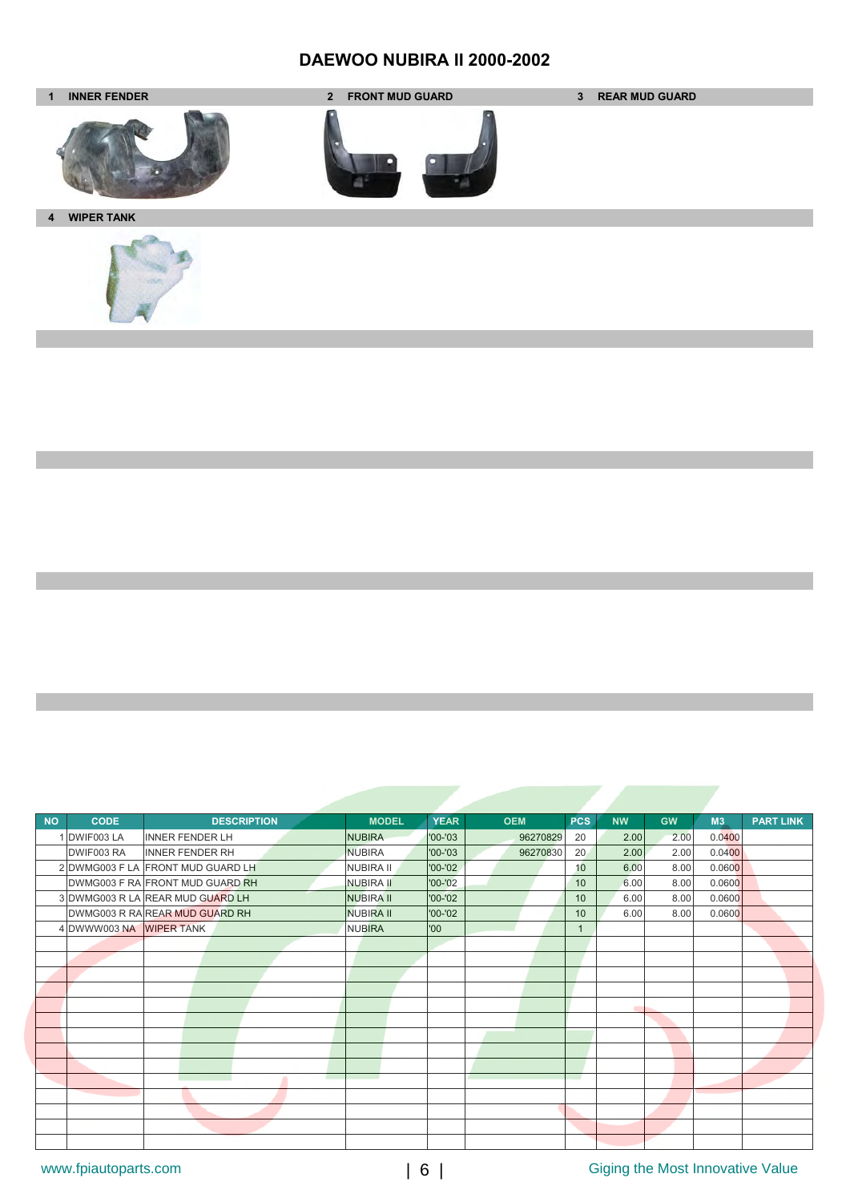# DAEWOO NUBIRA II 2000-2002

1 INNER FENDER

2 FRONT MUD GUARD

3 REAR MUD GUARD

4 WIPER TANK

| NO | CODE | DESCRIPTION | MODEL | YEAR | OEM | PCS | NW | GW | M3 | PART LINK |
|---|---|---|---|---|---|---|---|---|---|---|
| 1 | DWIF003 LA | INNER FENDER LH | NUBIRA | '00-'03 | 96270829 | 20 | 2.00 | 2.00 | 0.0400 | |
| | DWIF003 RA | INNER FENDER RH | NUBIRA | '00-'03 | 96270830 | 20 | 2.00 | 2.00 | 0.0400 | |
| 2 | DWMG003 F LA | FRONT MUD GUARD LH | NUBIRA II | '00-'02 | | 10 | 6.00 | 8.00 | 0.0600 | |
| | DWMG003 F RA | FRONT MUD GUARD RH | NUBIRA II | '00-'02 | | 10 | 6.00 | 8.00 | 0.0600 | |
| 3 | DWMG003 R LA | REAR MUD GUARD LH | NUBIRA II | '00-'02 | | 10 | 6.00 | 8.00 | 0.0600 | |
| | DWMG003 R RA | REAR MUD GUARD RH | NUBIRA II | '00-'02 | | 10 | 6.00 | 8.00 | 0.0600 | |
| 4 | DWWW003 NA | WIPER TANK | NUBIRA | '00 | | 1 | | | | |

www.fpiautoparts.com

Giging the Most Innovative Value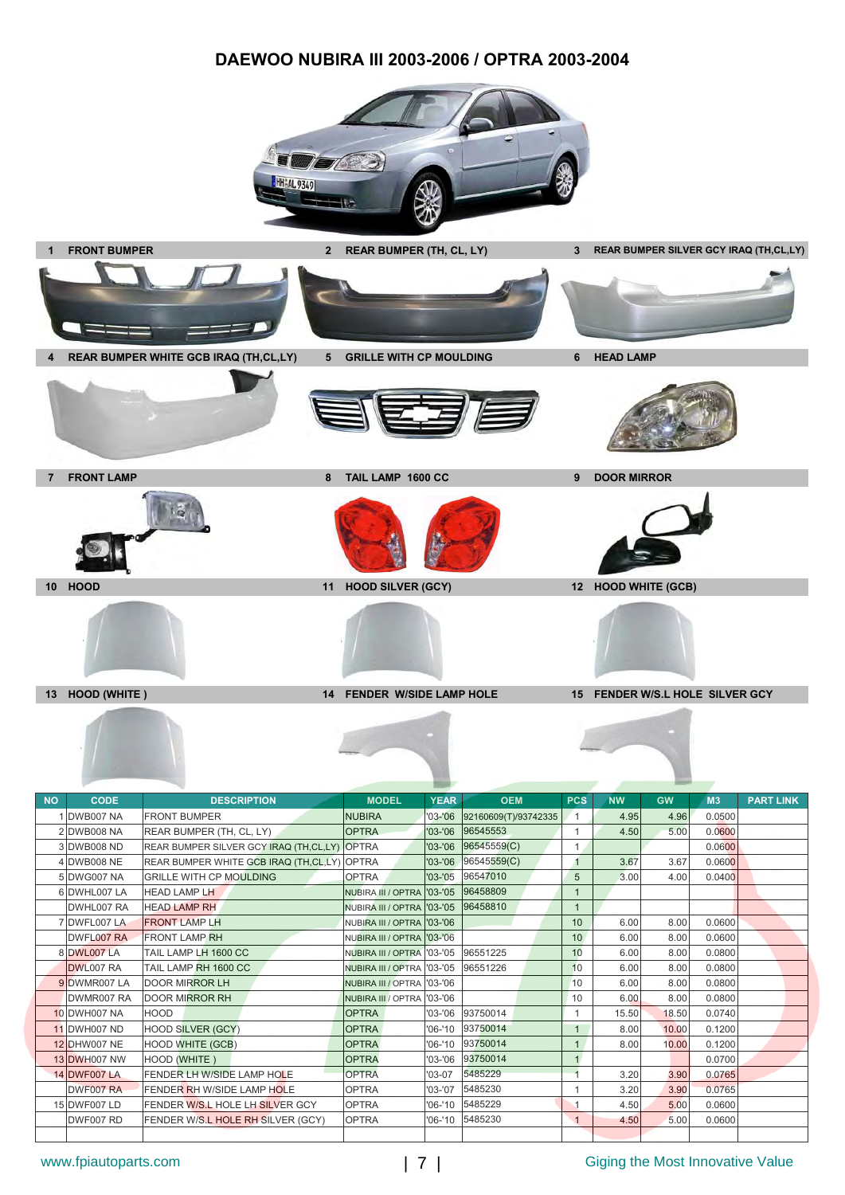# DAEWOO NUBIRA III 2003-2006 / OPTRA 2003-2004

1 FRONT BUMPER
2 REAR BUMPER (TH, CL, LY)
3 REAR BUMPER SILVER GCY IRAQ (TH,CL,LY)
4 REAR BUMPER WHITE GCB IRAQ (TH,CL,LY)
5 GRILLE WITH CP MOULDING
6 HEAD LAMP
7 FRONT LAMP
8 TAIL LAMP 1600 CC
9 DOOR MIRROR
10 HOOD
11 HOOD SILVER (GCY)
12 HOOD WHITE (GCB)
13 HOOD (WHITE )
14 FENDER W/SIDE LAMP HOLE
15 FENDER W/S.L HOLE SILVER GCY

| NO | CODE | DESCRIPTION | MODEL | YEAR | OEM | PCS | NW | GW | M3 | PART LINK |
|---|---|---|---|---|---|---|---|---|---|---|
| 1 | DWB007 NA | FRONT BUMPER | NUBIRA | '03-'06 | 92160609(T)/93742335 | 1 | 4.95 | 4.96 | 0.0500 | |
| 2 | DWB008 NA | REAR BUMPER (TH, CL, LY) | OPTRA | '03-'06 | 96545553 | 1 | 4.50 | 5.00 | 0.0600 | |
| 3 | DWB008 ND | REAR BUMPER SILVER GCY IRAQ (TH,CL,LY) | OPTRA | '03-'06 | 96545559(C) | 1 | | | 0.0600 | |
| 4 | DWB008 NE | REAR BUMPER WHITE GCB IRAQ (TH,CL,LY) | OPTRA | '03-'06 | 96545559(C) | 1 | 3.67 | 3.67 | 0.0600 | |
| 5 | DWG007 NA | GRILLE WITH CP MOULDING | OPTRA | '03-'05 | 96547010 | 5 | 3.00 | 4.00 | 0.0400 | |
| 6 | DWHL007 LA | HEAD LAMP LH | NUBIRA III / OPTRA | '03-'05 | 96458809 | 1 | | | | |
| | DWHL007 RA | HEAD LAMP RH | NUBIRA III / OPTRA | '03-'05 | 96458810 | 1 | | | | |
| 7 | DWFL007 LA | FRONT LAMP LH | NUBIRA III / OPTRA | '03-'06 | | 10 | 6.00 | 8.00 | 0.0600 | |
| | DWFL007 RA | FRONT LAMP RH | NUBIRA III / OPTRA | '03-'06 | | 10 | 6.00 | 8.00 | 0.0600 | |
| 8 | DWL007 LA | TAIL LAMP LH 1600 CC | NUBIRA III / OPTRA | '03-'05 | 96551225 | 10 | 6.00 | 8.00 | 0.0800 | |
| | DWL007 RA | TAIL LAMP RH 1600 CC | NUBIRA III / OPTRA | '03-'05 | 96551226 | 10 | 6.00 | 8.00 | 0.0800 | |
| 9 | DWMR007 LA | DOOR MIRROR LH | NUBIRA III / OPTRA | '03-'06 | | 10 | 6.00 | 8.00 | 0.0800 | |
| | DWMR007 RA | DOOR MIRROR RH | NUBIRA III / OPTRA | '03-'06 | | 10 | 6.00 | 8.00 | 0.0800 | |
| 10 | DWH007 NA | HOOD | OPTRA | '03-'06 | 93750014 | 1 | 15.50 | 18.50 | 0.0740 | |
| 11 | DWH007 ND | HOOD SILVER (GCY) | OPTRA | '06-'10 | 93750014 | 1 | 8.00 | 10.00 | 0.1200 | |
| 12 | DHW007 NE | HOOD WHITE (GCB) | OPTRA | '06-'10 | 93750014 | 1 | 8.00 | 10.00 | 0.1200 | |
| 13 | DWH007 NW | HOOD (WHITE ) | OPTRA | '03-'06 | 93750014 | 1 | | | 0.0700 | |
| 14 | DWF007 LA | FENDER LH W/SIDE LAMP HOLE | OPTRA | '03-07 | 5485229 | 1 | 3.20 | 3.90 | 0.0765 | |
| | DWF007 RA | FENDER RH W/SIDE LAMP HOLE | OPTRA | '03-'07 | 5485230 | 1 | 3.20 | 3.90 | 0.0765 | |
| 15 | DWF007 LD | FENDER W/S.L HOLE LH SILVER GCY | OPTRA | '06-'10 | 5485229 | 1 | 4.50 | 5.00 | 0.0600 | |
| | DWF007 RD | FENDER W/S.L HOLE RH SILVER (GCY) | OPTRA | '06-'10 | 5485230 | 1 | 4.50 | 5.00 | 0.0600 | |

www.fpiautoparts.com | Giging the Most Innovative Value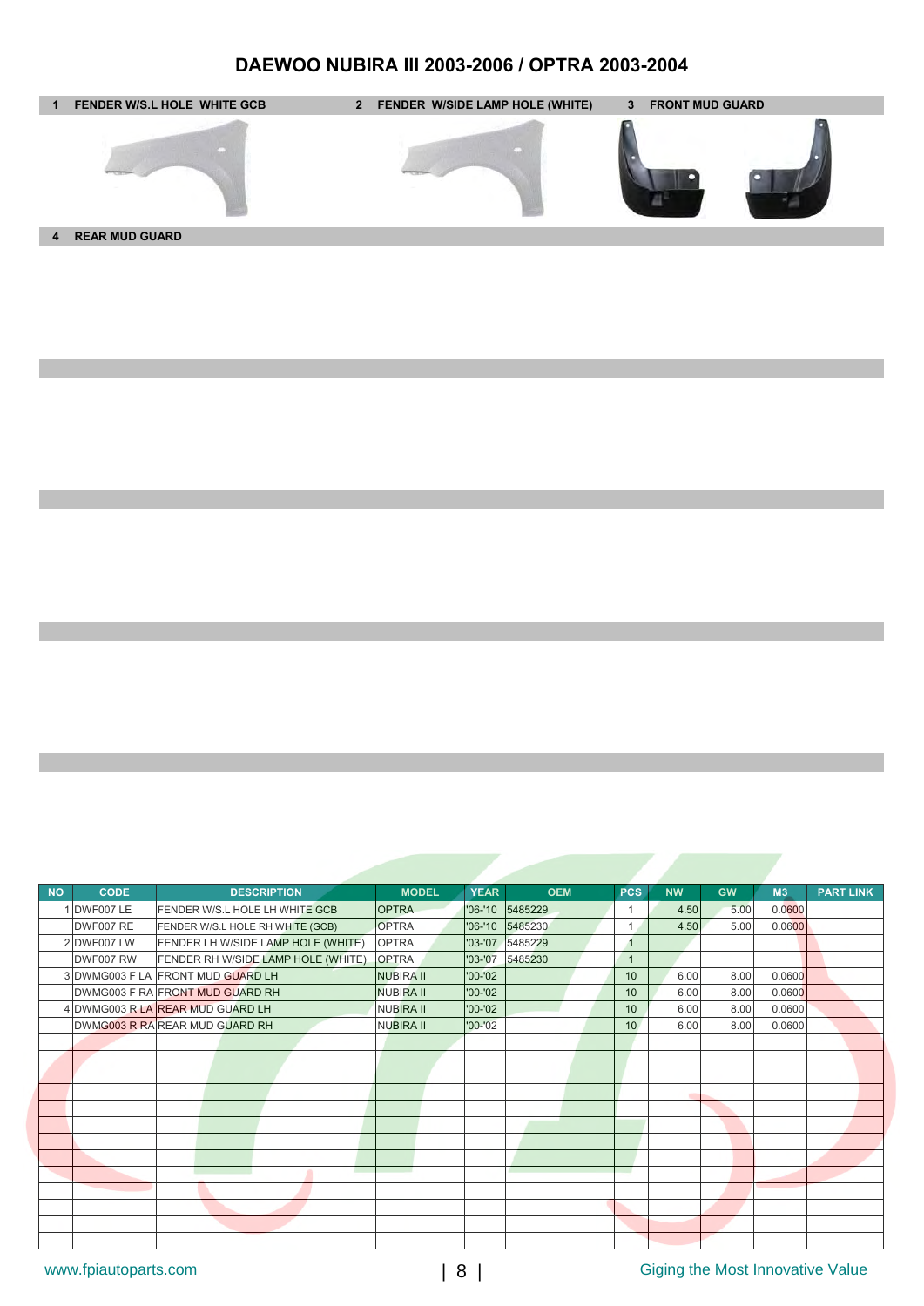# DAEWOO NUBIRA III 2003-2006 / OPTRA 2003-2004

1 FENDER W/S.L HOLE WHITE GCB

2 FENDER W/SIDE LAMP HOLE (WHITE)

3 FRONT MUD GUARD

4 REAR MUD GUARD

| NO | CODE | DESCRIPTION | MODEL | YEAR | OEM | PCS | NW | GW | M3 | PART LINK |
|---|---|---|---|---|---|---|---|---|---|---|
| 1 | DWF007 LE | FENDER W/S.L HOLE LH WHITE GCB | OPTRA | '06-'10 | 5485229 | 1 | 4.50 | 5.00 | 0.0600 | |
| | DWF007 RE | FENDER W/S.L HOLE RH WHITE (GCB) | OPTRA | '06-'10 | 5485230 | 1 | 4.50 | 5.00 | 0.0600 | |
| 2 | DWF007 LW | FENDER LH W/SIDE LAMP HOLE (WHITE) | OPTRA | '03-'07 | 5485229 | 1 | | | | |
| | DWF007 RW | FENDER RH W/SIDE LAMP HOLE (WHITE) | OPTRA | '03-'07 | 5485230 | 1 | | | | |
| 3 | DWMG003 F LA | FRONT MUD GUARD LH | NUBIRA II | '00-'02 | | 10 | 6.00 | 8.00 | 0.0600 | |
| | DWMG003 F RA | FRONT MUD GUARD RH | NUBIRA II | '00-'02 | | 10 | 6.00 | 8.00 | 0.0600 | |
| 4 | DWMG003 R LA | REAR MUD GUARD LH | NUBIRA II | '00-'02 | | 10 | 6.00 | 8.00 | 0.0600 | |
| | DWMG003 R RA | REAR MUD GUARD RH | NUBIRA II | '00-'02 | | 10 | 6.00 | 8.00 | 0.0600 | |

www.fpiautoparts.com

Giging the Most Innovative Value